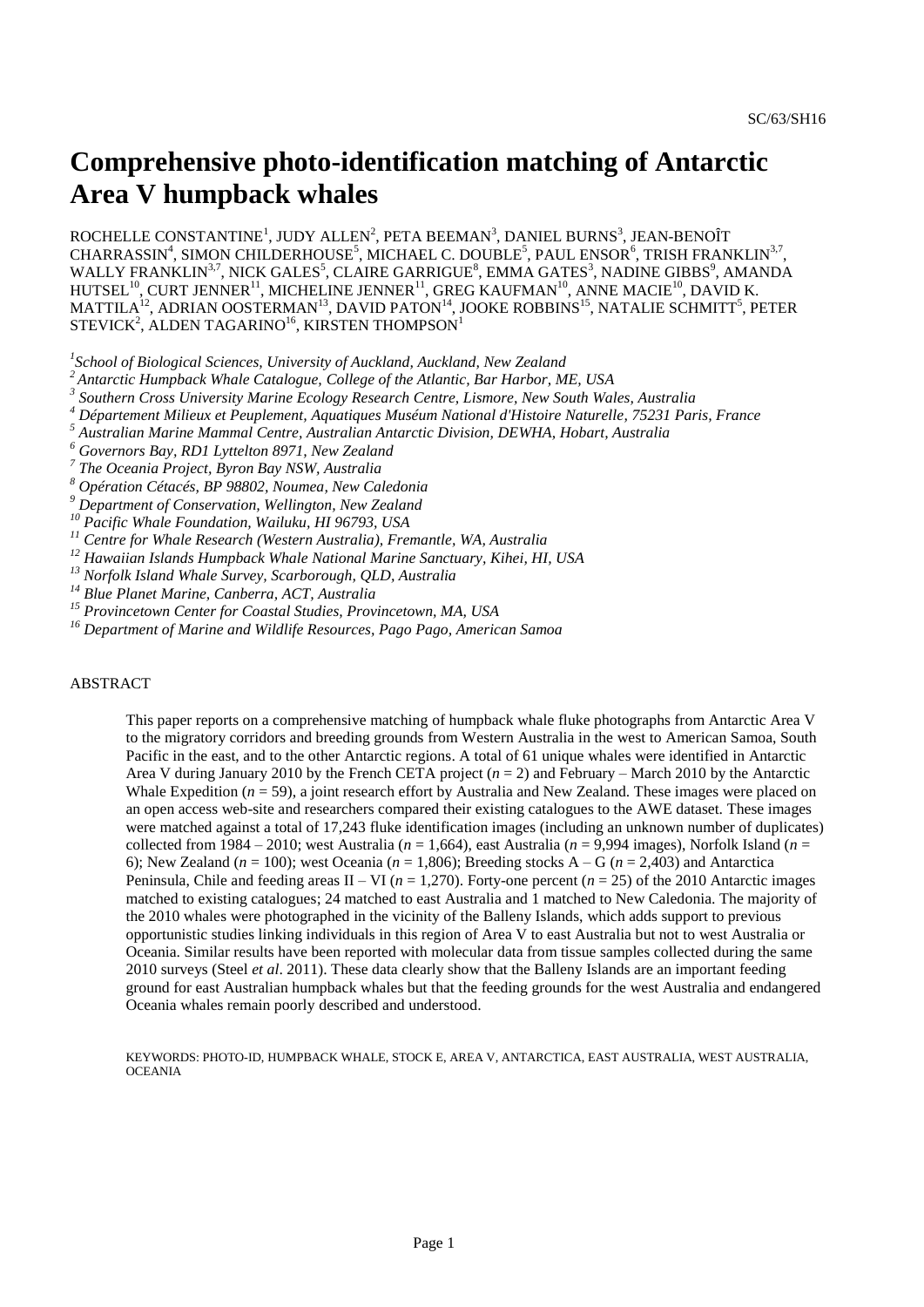# Comprehensive photo-identification matching of Antarctic Area V humpback whales

ROCHELLE CONSTANTINE[1], JUDY ALLEN[2], PETA BEEMAN[3], DANIEL BURNS[3], JEAN-BENOÎT CHARRASSIN[4], SIMON CHILDERHOUSE[5], MICHAEL C. DOUBLE[5], PAUL ENSOR[6], TRISH FRANKLIN[3,7], WALLY FRANKLIN[3,7], NICK GALES[5], CLAIRE GARRIGUE[8], EMMA GATES[3], NADINE GIBBS[9], AMANDA HUTSEL[10], CURT JENNER[11], MICHELINE JENNER[11], GREG KAUFMAN[10], ANNE MACIE[10], DAVID K. MATTILA[12], ADRIAN OOSTERMAN[13], DAVID PATON[14], JOOKE ROBBINS[15], NATALIE SCHMITT[5], PETER STEVICK[2], ALDEN TAGARINO[16], KIRSTEN THOMPSON[1]

*[1] School of Biological Sciences, University of Auckland, Auckland, New Zealand*
*[2] Antarctic Humpback Whale Catalogue, College of the Atlantic, Bar Harbor, ME, USA*
*[3] Southern Cross University Marine Ecology Research Centre, Lismore, New South Wales, Australia*
*[4] Département Milieux et Peuplement, Aquatiques Muséum National d'Histoire Naturelle, 75231 Paris, France*
*[5] Australian Marine Mammal Centre, Australian Antarctic Division, DEWHA, Hobart, Australia*
*[6] Governors Bay, RD1 Lyttelton 8971, New Zealand*
*[7] The Oceania Project, Byron Bay NSW, Australia*
*[8] Opération Cétacés, BP 98802, Noumea, New Caledonia*
*[9] Department of Conservation, Wellington, New Zealand*
*[10] Pacific Whale Foundation, Wailuku, HI 96793, USA*
*[11] Centre for Whale Research (Western Australia), Fremantle, WA, Australia*
*[12] Hawaiian Islands Humpback Whale National Marine Sanctuary, Kihei, HI, USA*
*[13] Norfolk Island Whale Survey, Scarborough, QLD, Australia*
*[14] Blue Planet Marine, Canberra, ACT, Australia*
*[15] Provincetown Center for Coastal Studies, Provincetown, MA, USA*
*[16] Department of Marine and Wildlife Resources, Pago Pago, American Samoa*

## ABSTRACT

This paper reports on a comprehensive matching of humpback whale fluke photographs from Antarctic Area V to the migratory corridors and breeding grounds from Western Australia in the west to American Samoa, South Pacific in the east, and to the other Antarctic regions. A total of 61 unique whales were identified in Antarctic Area V during January 2010 by the French CETA project ($n = 2$) and February – March 2010 by the Antarctic Whale Expedition ($n = 59$), a joint research effort by Australia and New Zealand. These images were placed on an open access web-site and researchers compared their existing catalogues to the AWE dataset. These images were matched against a total of 17,243 fluke identification images (including an unknown number of duplicates) collected from 1984 – 2010; west Australia ($n = 1,664$), east Australia ($n = 9,994$ images), Norfolk Island ($n = 6$); New Zealand ($n = 100$); west Oceania ($n = 1,806$); Breeding stocks A – G ($n = 2,403$) and Antarctica Peninsula, Chile and feeding areas II – VI ($n = 1,270$). Forty-one percent ($n = 25$) of the 2010 Antarctic images matched to existing catalogues; 24 matched to east Australia and 1 matched to New Caledonia. The majority of the 2010 whales were photographed in the vicinity of the Balleny Islands, which adds support to previous opportunistic studies linking individuals in this region of Area V to east Australia but not to west Australia or Oceania. Similar results have been reported with molecular data from tissue samples collected during the same 2010 surveys (Steel *et al*. 2011). These data clearly show that the Balleny Islands are an important feeding ground for east Australian humpback whales but that the feeding grounds for the west Australia and endangered Oceania whales remain poorly described and understood.

KEYWORDS: PHOTO-ID, HUMPBACK WHALE, STOCK E, AREA V, ANTARCTICA, EAST AUSTRALIA, WEST AUSTRALIA, OCEANIA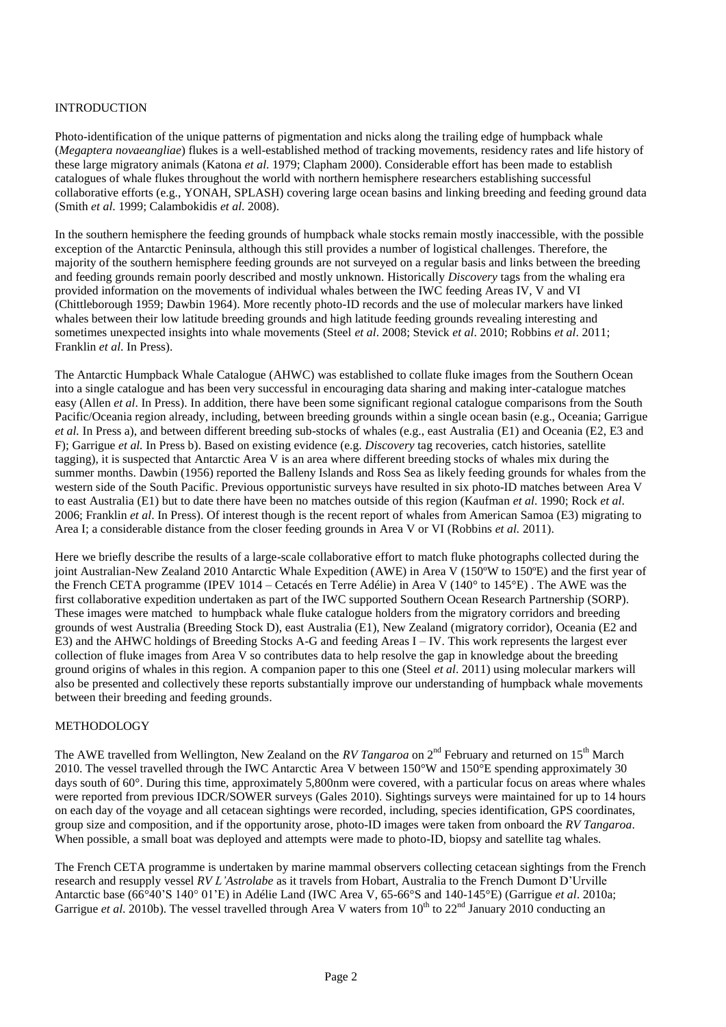## INTRODUCTION

Photo-identification of the unique patterns of pigmentation and nicks along the trailing edge of humpback whale (*Megaptera novaeangliae*) flukes is a well-established method of tracking movements, residency rates and life history of these large migratory animals (Katona *et al.* 1979; Clapham 2000). Considerable effort has been made to establish catalogues of whale flukes throughout the world with northern hemisphere researchers establishing successful collaborative efforts (e.g., YONAH, SPLASH) covering large ocean basins and linking breeding and feeding ground data (Smith *et al.* 1999; Calambokidis *et al.* 2008).

In the southern hemisphere the feeding grounds of humpback whale stocks remain mostly inaccessible, with the possible exception of the Antarctic Peninsula, although this still provides a number of logistical challenges. Therefore, the majority of the southern hemisphere feeding grounds are not surveyed on a regular basis and links between the breeding and feeding grounds remain poorly described and mostly unknown. Historically *Discovery* tags from the whaling era provided information on the movements of individual whales between the IWC feeding Areas IV, V and VI (Chittleborough 1959; Dawbin 1964). More recently photo-ID records and the use of molecular markers have linked whales between their low latitude breeding grounds and high latitude feeding grounds revealing interesting and sometimes unexpected insights into whale movements (Steel *et al*. 2008; Stevick *et al*. 2010; Robbins *et al*. 2011; Franklin *et al*. In Press).

The Antarctic Humpback Whale Catalogue (AHWC) was established to collate fluke images from the Southern Ocean into a single catalogue and has been very successful in encouraging data sharing and making inter-catalogue matches easy (Allen *et al*. In Press). In addition, there have been some significant regional catalogue comparisons from the South Pacific/Oceania region already, including, between breeding grounds within a single ocean basin (e.g., Oceania; Garrigue *et al.* In Press a), and between different breeding sub-stocks of whales (e.g., east Australia (E1) and Oceania (E2, E3 and F); Garrigue *et al.* In Press b). Based on existing evidence (e.g. *Discovery* tag recoveries, catch histories, satellite tagging), it is suspected that Antarctic Area V is an area where different breeding stocks of whales mix during the summer months. Dawbin (1956) reported the Balleny Islands and Ross Sea as likely feeding grounds for whales from the western side of the South Pacific. Previous opportunistic surveys have resulted in six photo-ID matches between Area V to east Australia (E1) but to date there have been no matches outside of this region (Kaufman *et al*. 1990; Rock *et al*. 2006; Franklin *et al*. In Press). Of interest though is the recent report of whales from American Samoa (E3) migrating to Area I; a considerable distance from the closer feeding grounds in Area V or VI (Robbins *et al.* 2011).

Here we briefly describe the results of a large-scale collaborative effort to match fluke photographs collected during the joint Australian-New Zealand 2010 Antarctic Whale Expedition (AWE) in Area V (150ºW to 150ºE) and the first year of the French CETA programme (IPEV 1014 – Cetacés en Terre Adélie) in Area V (140° to 145°E) . The AWE was the first collaborative expedition undertaken as part of the IWC supported Southern Ocean Research Partnership (SORP). These images were matched to humpback whale fluke catalogue holders from the migratory corridors and breeding grounds of west Australia (Breeding Stock D), east Australia (E1), New Zealand (migratory corridor), Oceania (E2 and E3) and the AHWC holdings of Breeding Stocks A-G and feeding Areas I – IV. This work represents the largest ever collection of fluke images from Area V so contributes data to help resolve the gap in knowledge about the breeding ground origins of whales in this region. A companion paper to this one (Steel *et al*. 2011) using molecular markers will also be presented and collectively these reports substantially improve our understanding of humpback whale movements between their breeding and feeding grounds.

## METHODOLOGY

The AWE travelled from Wellington, New Zealand on the *RV Tangaroa* on 2nd February and returned on 15th March 2010. The vessel travelled through the IWC Antarctic Area V between 150°W and 150°E spending approximately 30 days south of 60°. During this time, approximately 5,800nm were covered, with a particular focus on areas where whales were reported from previous IDCR/SOWER surveys (Gales 2010). Sightings surveys were maintained for up to 14 hours on each day of the voyage and all cetacean sightings were recorded, including, species identification, GPS coordinates, group size and composition, and if the opportunity arose, photo-ID images were taken from onboard the *RV Tangaroa*. When possible, a small boat was deployed and attempts were made to photo-ID, biopsy and satellite tag whales.

The French CETA programme is undertaken by marine mammal observers collecting cetacean sightings from the French research and resupply vessel *RV L'Astrolabe* as it travels from Hobart, Australia to the French Dumont D'Urville Antarctic base (66°40'S 140° 01'E) in Adélie Land (IWC Area V, 65-66°S and 140-145°E) (Garrigue *et al*. 2010a; Garrigue *et al.* 2010b). The vessel travelled through Area V waters from 10th to 22nd January 2010 conducting an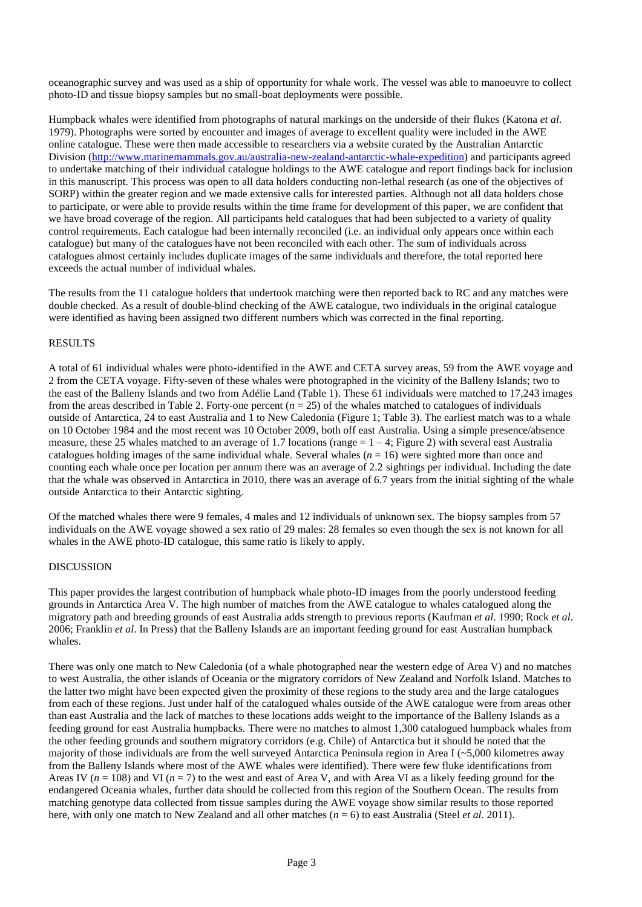oceanographic survey and was used as a ship of opportunity for whale work. The vessel was able to manoeuvre to collect photo-ID and tissue biopsy samples but no small-boat deployments were possible.

Humpback whales were identified from photographs of natural markings on the underside of their flukes (Katona *et al.* 1979). Photographs were sorted by encounter and images of average to excellent quality were included in the AWE online catalogue. These were then made accessible to researchers via a website curated by the Australian Antarctic Division (http://www.marinemammals.gov.au/australia-new-zealand-antarctic-whale-expedition) and participants agreed to undertake matching of their individual catalogue holdings to the AWE catalogue and report findings back for inclusion in this manuscript. This process was open to all data holders conducting non-lethal research (as one of the objectives of SORP) within the greater region and we made extensive calls for interested parties. Although not all data holders chose to participate, or were able to provide results within the time frame for development of this paper, we are confident that we have broad coverage of the region. All participants held catalogues that had been subjected to a variety of quality control requirements. Each catalogue had been internally reconciled (i.e. an individual only appears once within each catalogue) but many of the catalogues have not been reconciled with each other. The sum of individuals across catalogues almost certainly includes duplicate images of the same individuals and therefore, the total reported here exceeds the actual number of individual whales.

The results from the 11 catalogue holders that undertook matching were then reported back to RC and any matches were double checked. As a result of double-blind checking of the AWE catalogue, two individuals in the original catalogue were identified as having been assigned two different numbers which was corrected in the final reporting.

## RESULTS

A total of 61 individual whales were photo-identified in the AWE and CETA survey areas, 59 from the AWE voyage and 2 from the CETA voyage. Fifty-seven of these whales were photographed in the vicinity of the Balleny Islands; two to the east of the Balleny Islands and two from Adélie Land (Table 1). These 61 individuals were matched to 17,243 images from the areas described in Table 2. Forty-one percent ($n = 25$) of the whales matched to catalogues of individuals outside of Antarctica, 24 to east Australia and 1 to New Caledonia (Figure 1; Table 3). The earliest match was to a whale on 10 October 1984 and the most recent was 10 October 2009, both off east Australia. Using a simple presence/absence measure, these 25 whales matched to an average of 1.7 locations (range = 1 – 4; Figure 2) with several east Australia catalogues holding images of the same individual whale. Several whales ($n = 16$) were sighted more than once and counting each whale once per location per annum there was an average of 2.2 sightings per individual. Including the date that the whale was observed in Antarctica in 2010, there was an average of 6.7 years from the initial sighting of the whale outside Antarctica to their Antarctic sighting.

Of the matched whales there were 9 females, 4 males and 12 individuals of unknown sex. The biopsy samples from 57 individuals on the AWE voyage showed a sex ratio of 29 males: 28 females so even though the sex is not known for all whales in the AWE photo-ID catalogue, this same ratio is likely to apply.

## DISCUSSION

This paper provides the largest contribution of humpback whale photo-ID images from the poorly understood feeding grounds in Antarctica Area V. The high number of matches from the AWE catalogue to whales catalogued along the migratory path and breeding grounds of east Australia adds strength to previous reports (Kaufman *et al.* 1990; Rock *et al.* 2006; Franklin *et al*. In Press) that the Balleny Islands are an important feeding ground for east Australian humpback whales.

There was only one match to New Caledonia (of a whale photographed near the western edge of Area V) and no matches to west Australia, the other islands of Oceania or the migratory corridors of New Zealand and Norfolk Island. Matches to the latter two might have been expected given the proximity of these regions to the study area and the large catalogues from each of these regions. Just under half of the catalogued whales outside of the AWE catalogue were from areas other than east Australia and the lack of matches to these locations adds weight to the importance of the Balleny Islands as a feeding ground for east Australia humpbacks. There were no matches to almost 1,300 catalogued humpback whales from the other feeding grounds and southern migratory corridors (e.g. Chile) of Antarctica but it should be noted that the majority of those individuals are from the well surveyed Antarctica Peninsula region in Area I (~5,000 kilometres away from the Balleny Islands where most of the AWE whales were identified). There were few fluke identifications from Areas IV ($n = 108$) and VI ($n = 7$) to the west and east of Area V, and with Area VI as a likely feeding ground for the endangered Oceania whales, further data should be collected from this region of the Southern Ocean. The results from matching genotype data collected from tissue samples during the AWE voyage show similar results to those reported here, with only one match to New Zealand and all other matches ($n = 6$) to east Australia (Steel *et al.* 2011).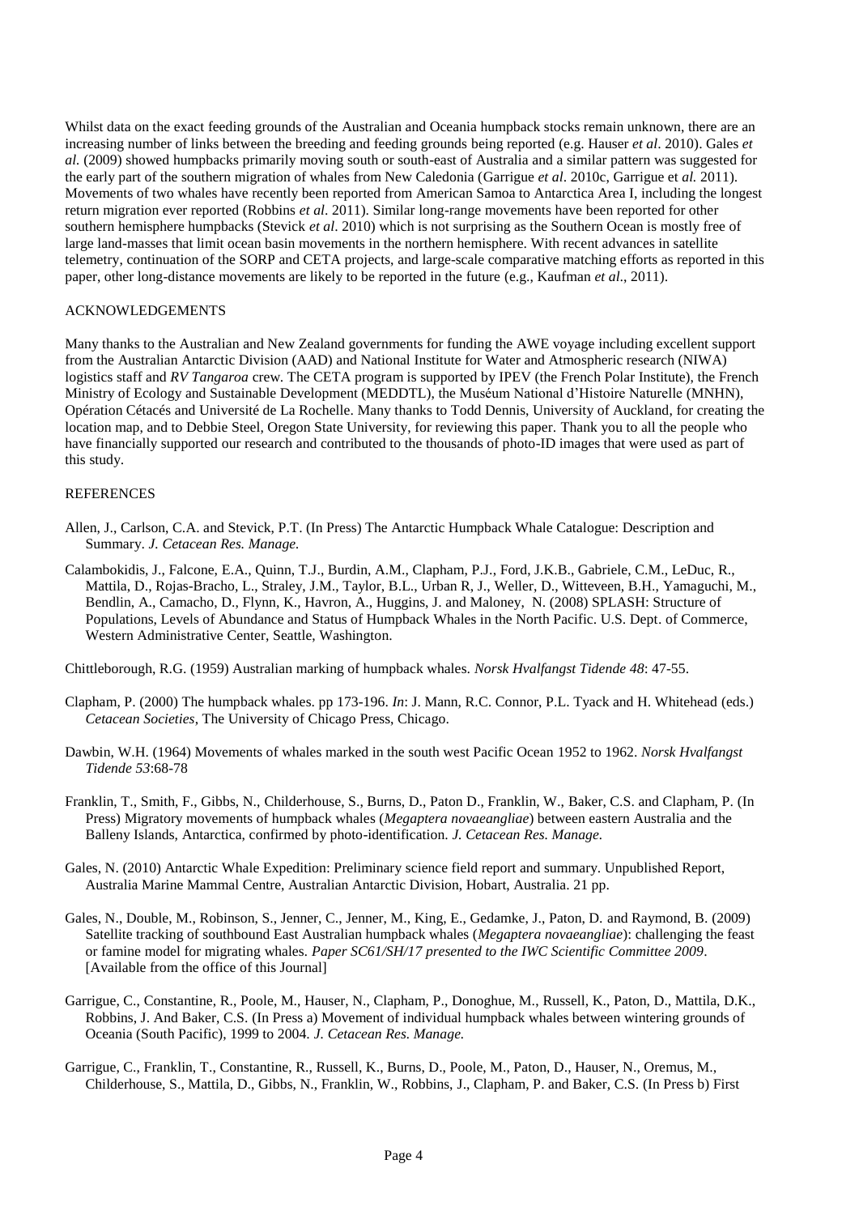Whilst data on the exact feeding grounds of the Australian and Oceania humpback stocks remain unknown, there are an increasing number of links between the breeding and feeding grounds being reported (e.g. Hauser *et al*. 2010). Gales *et al.* (2009) showed humpbacks primarily moving south or south-east of Australia and a similar pattern was suggested for the early part of the southern migration of whales from New Caledonia (Garrigue *et al*. 2010c, Garrigue et *al.* 2011). Movements of two whales have recently been reported from American Samoa to Antarctica Area I, including the longest return migration ever reported (Robbins *et al*. 2011). Similar long-range movements have been reported for other southern hemisphere humpbacks (Stevick *et al*. 2010) which is not surprising as the Southern Ocean is mostly free of large land-masses that limit ocean basin movements in the northern hemisphere. With recent advances in satellite telemetry, continuation of the SORP and CETA projects, and large-scale comparative matching efforts as reported in this paper, other long-distance movements are likely to be reported in the future (e.g., Kaufman *et al*., 2011).

## ACKNOWLEDGEMENTS

Many thanks to the Australian and New Zealand governments for funding the AWE voyage including excellent support from the Australian Antarctic Division (AAD) and National Institute for Water and Atmospheric research (NIWA) logistics staff and *RV Tangaroa* crew. The CETA program is supported by IPEV (the French Polar Institute), the French Ministry of Ecology and Sustainable Development (MEDDTL), the Muséum National d'Histoire Naturelle (MNHN), Opération Cétacés and Université de La Rochelle. Many thanks to Todd Dennis, University of Auckland, for creating the location map, and to Debbie Steel, Oregon State University, for reviewing this paper. Thank you to all the people who have financially supported our research and contributed to the thousands of photo-ID images that were used as part of this study.

## REFERENCES

Allen, J., Carlson, C.A. and Stevick, P.T. (In Press) The Antarctic Humpback Whale Catalogue: Description and Summary. *J. Cetacean Res. Manage.*

Calambokidis, J., Falcone, E.A., Quinn, T.J., Burdin, A.M., Clapham, P.J., Ford, J.K.B., Gabriele, C.M., LeDuc, R., Mattila, D., Rojas-Bracho, L., Straley, J.M., Taylor, B.L., Urban R, J., Weller, D., Witteveen, B.H., Yamaguchi, M., Bendlin, A., Camacho, D., Flynn, K., Havron, A., Huggins, J. and Maloney, N. (2008) SPLASH: Structure of Populations, Levels of Abundance and Status of Humpback Whales in the North Pacific. U.S. Dept. of Commerce, Western Administrative Center, Seattle, Washington.

Chittleborough, R.G. (1959) Australian marking of humpback whales. *Norsk Hvalfangst Tidende 48*: 47-55.

Clapham, P. (2000) The humpback whales. pp 173-196. *In*: J. Mann, R.C. Connor, P.L. Tyack and H. Whitehead (eds.) *Cetacean Societies*, The University of Chicago Press, Chicago.

Dawbin, W.H. (1964) Movements of whales marked in the south west Pacific Ocean 1952 to 1962. *Norsk Hvalfangst Tidende 53*:68-78

Franklin, T., Smith, F., Gibbs, N., Childerhouse, S., Burns, D., Paton D., Franklin, W., Baker, C.S. and Clapham, P. (In Press) Migratory movements of humpback whales (*Megaptera novaeangliae*) between eastern Australia and the Balleny Islands, Antarctica, confirmed by photo-identification. *J. Cetacean Res. Manage.*

Gales, N. (2010) Antarctic Whale Expedition: Preliminary science field report and summary. Unpublished Report, Australia Marine Mammal Centre, Australian Antarctic Division, Hobart, Australia. 21 pp.

Gales, N., Double, M., Robinson, S., Jenner, C., Jenner, M., King, E., Gedamke, J., Paton, D. and Raymond, B. (2009) Satellite tracking of southbound East Australian humpback whales (*Megaptera novaeangliae*): challenging the feast or famine model for migrating whales. *Paper SC61/SH/17 presented to the IWC Scientific Committee 2009*. [Available from the office of this Journal]

Garrigue, C., Constantine, R., Poole, M., Hauser, N., Clapham, P., Donoghue, M., Russell, K., Paton, D., Mattila, D.K., Robbins, J. And Baker, C.S. (In Press a) Movement of individual humpback whales between wintering grounds of Oceania (South Pacific), 1999 to 2004. *J. Cetacean Res. Manage.*

Garrigue, C., Franklin, T., Constantine, R., Russell, K., Burns, D., Poole, M., Paton, D., Hauser, N., Oremus, M., Childerhouse, S., Mattila, D., Gibbs, N., Franklin, W., Robbins, J., Clapham, P. and Baker, C.S. (In Press b) First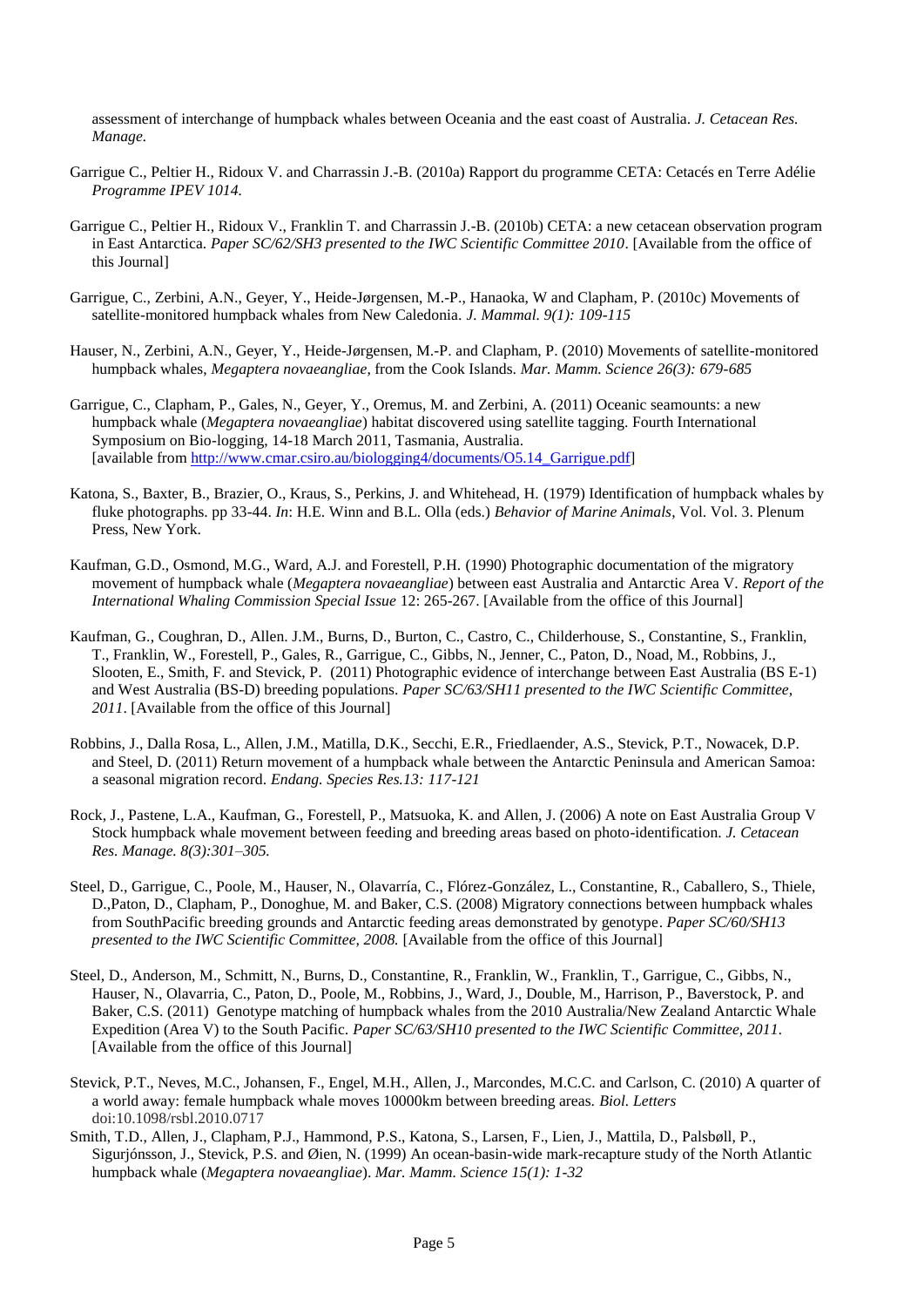assessment of interchange of humpback whales between Oceania and the east coast of Australia. *J. Cetacean Res. Manage.*

Garrigue C., Peltier H., Ridoux V. and Charrassin J.-B. (2010a) Rapport du programme CETA: Cetacés en Terre Adélie *Programme IPEV 1014.*

Garrigue C., Peltier H., Ridoux V., Franklin T. and Charrassin J.-B. (2010b) CETA: a new cetacean observation program in East Antarctica. *Paper SC/62/SH3 presented to the IWC Scientific Committee 2010*. [Available from the office of this Journal]

Garrigue, C., Zerbini, A.N., Geyer, Y., Heide-Jørgensen, M.-P., Hanaoka, W and Clapham, P. (2010c) Movements of satellite-monitored humpback whales from New Caledonia. *J. Mammal. 9(1): 109-115*

Hauser, N., Zerbini, A.N., Geyer, Y., Heide-Jørgensen, M.-P. and Clapham, P. (2010) Movements of satellite-monitored humpback whales, *Megaptera novaeangliae,* from the Cook Islands. *Mar. Mamm. Science 26(3): 679-685*

Garrigue, C., Clapham, P., Gales, N., Geyer, Y., Oremus, M. and Zerbini, A. (2011) Oceanic seamounts: a new humpback whale (*Megaptera novaeangliae*) habitat discovered using satellite tagging. Fourth International Symposium on Bio-logging, 14-18 March 2011, Tasmania, Australia. [available from http://www.cmar.csiro.au/biologging4/documents/O5.14_Garrigue.pdf]

Katona, S., Baxter, B., Brazier, O., Kraus, S., Perkins, J. and Whitehead, H. (1979) Identification of humpback whales by fluke photographs. pp 33-44. *In*: H.E. Winn and B.L. Olla (eds.) *Behavior of Marine Animals*, Vol. Vol. 3. Plenum Press, New York.

Kaufman, G.D., Osmond, M.G., Ward, A.J. and Forestell, P.H. (1990) Photographic documentation of the migratory movement of humpback whale (*Megaptera novaeangliae*) between east Australia and Antarctic Area V. *Report of the International Whaling Commission Special Issue* 12: 265-267. [Available from the office of this Journal]

Kaufman, G., Coughran, D., Allen. J.M., Burns, D., Burton, C., Castro, C., Childerhouse, S., Constantine, S., Franklin, T., Franklin, W., Forestell, P., Gales, R., Garrigue, C., Gibbs, N., Jenner, C., Paton, D., Noad, M., Robbins, J., Slooten, E., Smith, F. and Stevick, P. (2011) Photographic evidence of interchange between East Australia (BS E-1) and West Australia (BS-D) breeding populations. *Paper SC/63/SH11 presented to the IWC Scientific Committee, 2011*. [Available from the office of this Journal]

Robbins, J., Dalla Rosa, L., Allen, J.M., Matilla, D.K., Secchi, E.R., Friedlaender, A.S., Stevick, P.T., Nowacek, D.P. and Steel, D. (2011) Return movement of a humpback whale between the Antarctic Peninsula and American Samoa: a seasonal migration record. *Endang. Species Res.13: 117-121*

Rock, J., Pastene, L.A., Kaufman, G., Forestell, P., Matsuoka, K. and Allen, J. (2006) A note on East Australia Group V Stock humpback whale movement between feeding and breeding areas based on photo-identification. *J. Cetacean Res. Manage. 8(3):301–305.*

Steel, D., Garrigue, C., Poole, M., Hauser, N., Olavarría, C., Flórez-González, L., Constantine, R., Caballero, S., Thiele, D.,Paton, D., Clapham, P., Donoghue, M. and Baker, C.S. (2008) Migratory connections between humpback whales from SouthPacific breeding grounds and Antarctic feeding areas demonstrated by genotype. *Paper SC/60/SH13 presented to the IWC Scientific Committee, 2008.* [Available from the office of this Journal]

Steel, D., Anderson, M., Schmitt, N., Burns, D., Constantine, R., Franklin, W., Franklin, T., Garrigue, C., Gibbs, N., Hauser, N., Olavarria, C., Paton, D., Poole, M., Robbins, J., Ward, J., Double, M., Harrison, P., Baverstock, P. and Baker, C.S. (2011) Genotype matching of humpback whales from the 2010 Australia/New Zealand Antarctic Whale Expedition (Area V) to the South Pacific. *Paper SC/63/SH10 presented to the IWC Scientific Committee, 2011.* [Available from the office of this Journal]

Stevick, P.T., Neves, M.C., Johansen, F., Engel, M.H., Allen, J., Marcondes, M.C.C. and Carlson, C. (2010) A quarter of a world away: female humpback whale moves 10000km between breeding areas. *Biol. Letters* doi:10.1098/rsbl.2010.0717

Smith, T.D., Allen, J., Clapham, P.J., Hammond, P.S., Katona, S., Larsen, F., Lien, J., Mattila, D., Palsbøll, P., Sigurjónsson, J., Stevick, P.S. and Øien, N. (1999) An ocean-basin-wide mark-recapture study of the North Atlantic humpback whale (*Megaptera novaeangliae*). *Mar. Mamm. Science 15(1): 1-32*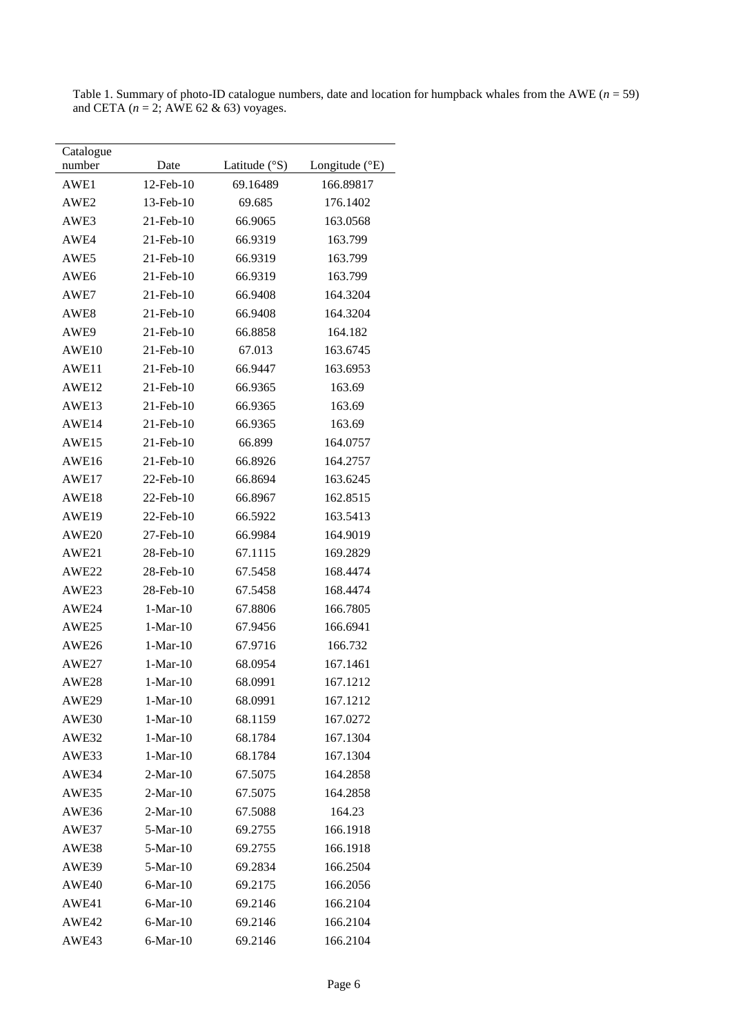Table 1. Summary of photo-ID catalogue numbers, date and location for humpback whales from the AWE ($n$ = 59) and CETA ($n$ = 2; AWE 62 & 63) voyages.

| Catalogue number | Date | Latitude (°S) | Longitude (°E) |
|---|---|---|---|
| AWE1 | 12-Feb-10 | 69.16489 | 166.89817 |
| AWE2 | 13-Feb-10 | 69.685 | 176.1402 |
| AWE3 | 21-Feb-10 | 66.9065 | 163.0568 |
| AWE4 | 21-Feb-10 | 66.9319 | 163.799 |
| AWE5 | 21-Feb-10 | 66.9319 | 163.799 |
| AWE6 | 21-Feb-10 | 66.9319 | 163.799 |
| AWE7 | 21-Feb-10 | 66.9408 | 164.3204 |
| AWE8 | 21-Feb-10 | 66.9408 | 164.3204 |
| AWE9 | 21-Feb-10 | 66.8858 | 164.182 |
| AWE10 | 21-Feb-10 | 67.013 | 163.6745 |
| AWE11 | 21-Feb-10 | 66.9447 | 163.6953 |
| AWE12 | 21-Feb-10 | 66.9365 | 163.69 |
| AWE13 | 21-Feb-10 | 66.9365 | 163.69 |
| AWE14 | 21-Feb-10 | 66.9365 | 163.69 |
| AWE15 | 21-Feb-10 | 66.899 | 164.0757 |
| AWE16 | 21-Feb-10 | 66.8926 | 164.2757 |
| AWE17 | 22-Feb-10 | 66.8694 | 163.6245 |
| AWE18 | 22-Feb-10 | 66.8967 | 162.8515 |
| AWE19 | 22-Feb-10 | 66.5922 | 163.5413 |
| AWE20 | 27-Feb-10 | 66.9984 | 164.9019 |
| AWE21 | 28-Feb-10 | 67.1115 | 169.2829 |
| AWE22 | 28-Feb-10 | 67.5458 | 168.4474 |
| AWE23 | 28-Feb-10 | 67.5458 | 168.4474 |
| AWE24 | 1-Mar-10 | 67.8806 | 166.7805 |
| AWE25 | 1-Mar-10 | 67.9456 | 166.6941 |
| AWE26 | 1-Mar-10 | 67.9716 | 166.732 |
| AWE27 | 1-Mar-10 | 68.0954 | 167.1461 |
| AWE28 | 1-Mar-10 | 68.0991 | 167.1212 |
| AWE29 | 1-Mar-10 | 68.0991 | 167.1212 |
| AWE30 | 1-Mar-10 | 68.1159 | 167.0272 |
| AWE32 | 1-Mar-10 | 68.1784 | 167.1304 |
| AWE33 | 1-Mar-10 | 68.1784 | 167.1304 |
| AWE34 | 2-Mar-10 | 67.5075 | 164.2858 |
| AWE35 | 2-Mar-10 | 67.5075 | 164.2858 |
| AWE36 | 2-Mar-10 | 67.5088 | 164.23 |
| AWE37 | 5-Mar-10 | 69.2755 | 166.1918 |
| AWE38 | 5-Mar-10 | 69.2755 | 166.1918 |
| AWE39 | 5-Mar-10 | 69.2834 | 166.2504 |
| AWE40 | 6-Mar-10 | 69.2175 | 166.2056 |
| AWE41 | 6-Mar-10 | 69.2146 | 166.2104 |
| AWE42 | 6-Mar-10 | 69.2146 | 166.2104 |
| AWE43 | 6-Mar-10 | 69.2146 | 166.2104 |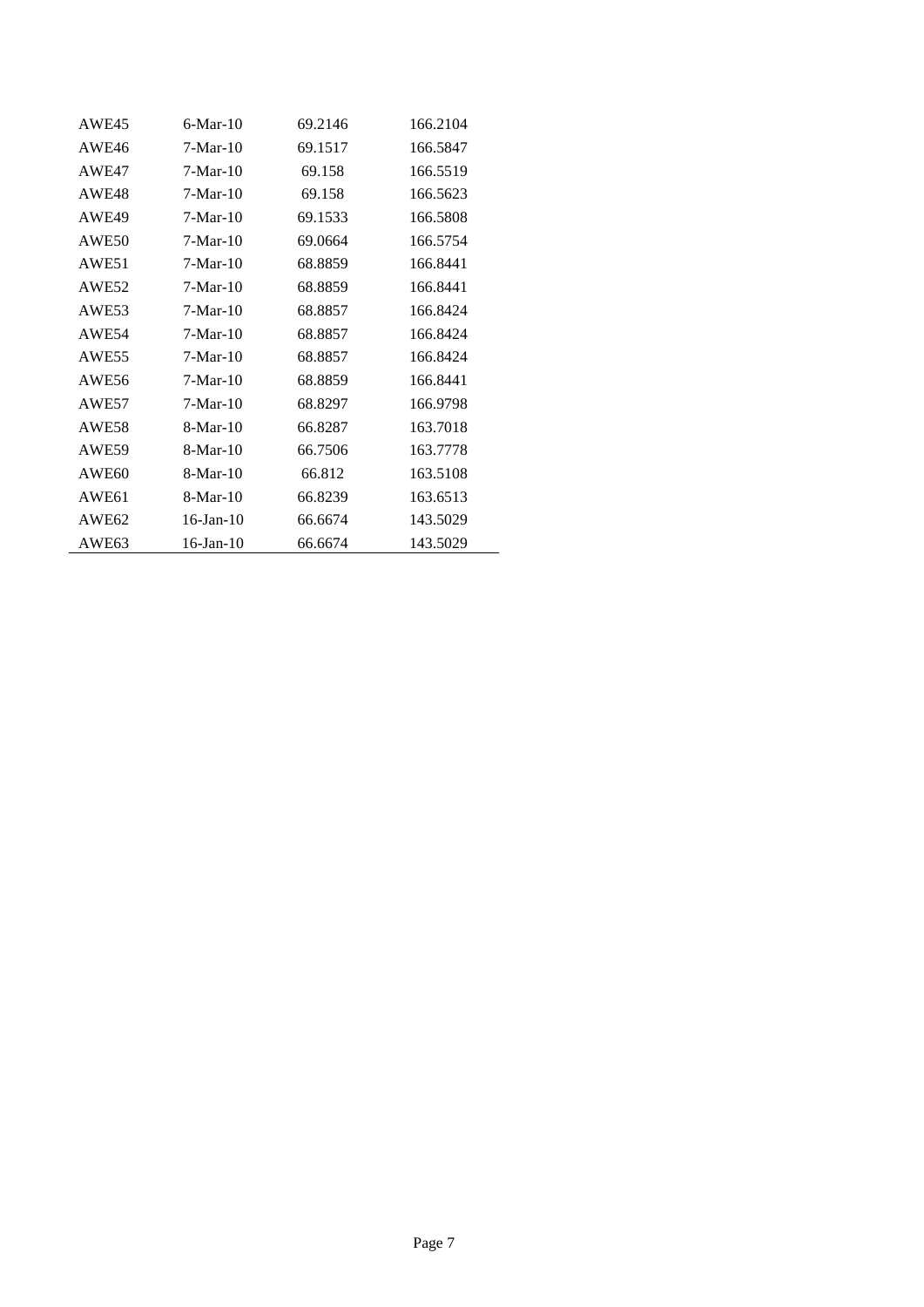| | | | |
|---|---|---|---|
| AWE45 | 6-Mar-10 | 69.2146 | 166.2104 |
| AWE46 | 7-Mar-10 | 69.1517 | 166.5847 |
| AWE47 | 7-Mar-10 | 69.158 | 166.5519 |
| AWE48 | 7-Mar-10 | 69.158 | 166.5623 |
| AWE49 | 7-Mar-10 | 69.1533 | 166.5808 |
| AWE50 | 7-Mar-10 | 69.0664 | 166.5754 |
| AWE51 | 7-Mar-10 | 68.8859 | 166.8441 |
| AWE52 | 7-Mar-10 | 68.8859 | 166.8441 |
| AWE53 | 7-Mar-10 | 68.8857 | 166.8424 |
| AWE54 | 7-Mar-10 | 68.8857 | 166.8424 |
| AWE55 | 7-Mar-10 | 68.8857 | 166.8424 |
| AWE56 | 7-Mar-10 | 68.8859 | 166.8441 |
| AWE57 | 7-Mar-10 | 68.8297 | 166.9798 |
| AWE58 | 8-Mar-10 | 66.8287 | 163.7018 |
| AWE59 | 8-Mar-10 | 66.7506 | 163.7778 |
| AWE60 | 8-Mar-10 | 66.812 | 163.5108 |
| AWE61 | 8-Mar-10 | 66.8239 | 163.6513 |
| AWE62 | 16-Jan-10 | 66.6674 | 143.5029 |
| AWE63 | 16-Jan-10 | 66.6674 | 143.5029 |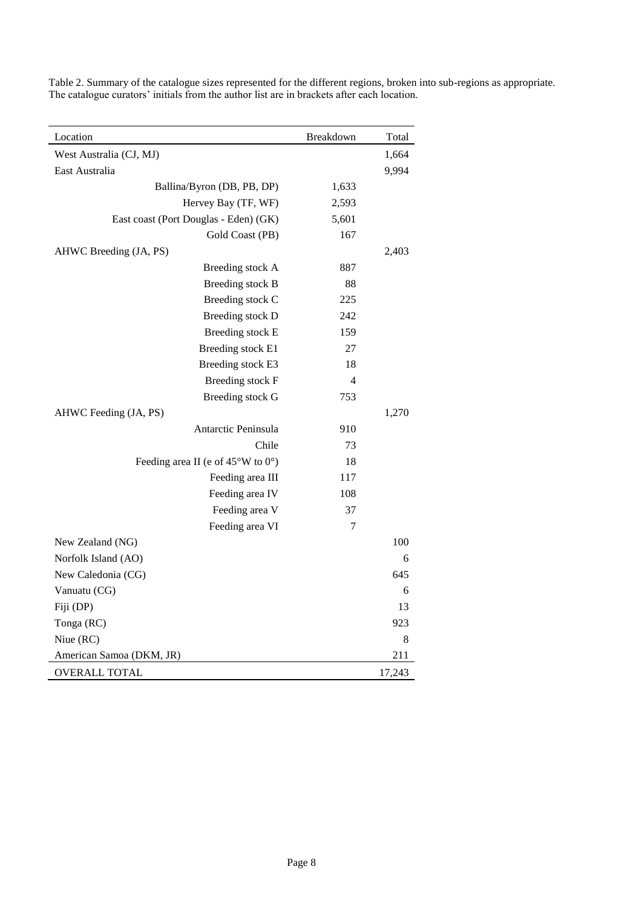Table 2. Summary of the catalogue sizes represented for the different regions, broken into sub-regions as appropriate. The catalogue curators' initials from the author list are in brackets after each location.

| Location | Breakdown | Total |
|---|---|---|
| West Australia (CJ, MJ) | | 1,664 |
| East Australia | | 9,994 |
| Ballina/Byron (DB, PB, DP) | 1,633 | |
| Hervey Bay (TF, WF) | 2,593 | |
| East coast (Port Douglas - Eden) (GK) | 5,601 | |
| Gold Coast (PB) | 167 | |
| AHWC Breeding (JA, PS) | | 2,403 |
| Breeding stock A | 887 | |
| Breeding stock B | 88 | |
| Breeding stock C | 225 | |
| Breeding stock D | 242 | |
| Breeding stock E | 159 | |
| Breeding stock E1 | 27 | |
| Breeding stock E3 | 18 | |
| Breeding stock F | 4 | |
| Breeding stock G | 753 | |
| AHWC Feeding (JA, PS) | | 1,270 |
| Antarctic Peninsula | 910 | |
| Chile | 73 | |
| Feeding area II (e of 45°W to 0°) | 18 | |
| Feeding area III | 117 | |
| Feeding area IV | 108 | |
| Feeding area V | 37 | |
| Feeding area VI | 7 | |
| New Zealand (NG) | | 100 |
| Norfolk Island (AO) | | 6 |
| New Caledonia (CG) | | 645 |
| Vanuatu (CG) | | 6 |
| Fiji (DP) | | 13 |
| Tonga (RC) | | 923 |
| Niue (RC) | | 8 |
| American Samoa (DKM, JR) | | 211 |
| OVERALL TOTAL | | 17,243 |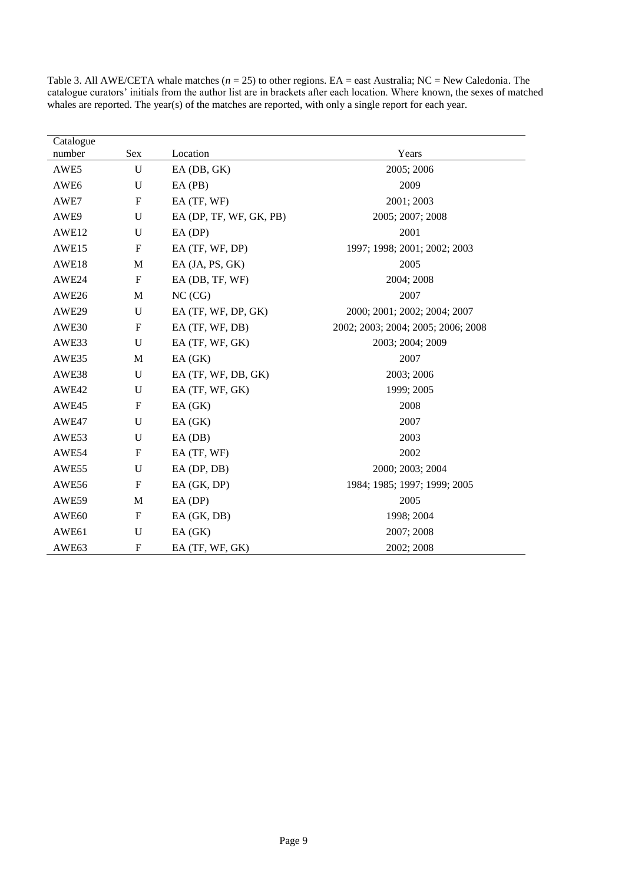Table 3. All AWE/CETA whale matches ($n = 25$) to other regions. EA = east Australia; NC = New Caledonia. The catalogue curators' initials from the author list are in brackets after each location. Where known, the sexes of matched whales are reported. The year(s) of the matches are reported, with only a single report for each year.

| Catalogue number | Sex | Location | Years |
|---|---|---|---|
| AWE5 | U | EA (DB, GK) | 2005; 2006 |
| AWE6 | U | EA (PB) | 2009 |
| AWE7 | F | EA (TF, WF) | 2001; 2003 |
| AWE9 | U | EA (DP, TF, WF, GK, PB) | 2005; 2007; 2008 |
| AWE12 | U | EA (DP) | 2001 |
| AWE15 | F | EA (TF, WF, DP) | 1997; 1998; 2001; 2002; 2003 |
| AWE18 | M | EA (JA, PS, GK) | 2005 |
| AWE24 | F | EA (DB, TF, WF) | 2004; 2008 |
| AWE26 | M | NC (CG) | 2007 |
| AWE29 | U | EA (TF, WF, DP, GK) | 2000; 2001; 2002; 2004; 2007 |
| AWE30 | F | EA (TF, WF, DB) | 2002; 2003; 2004; 2005; 2006; 2008 |
| AWE33 | U | EA (TF, WF, GK) | 2003; 2004; 2009 |
| AWE35 | M | EA (GK) | 2007 |
| AWE38 | U | EA (TF, WF, DB, GK) | 2003; 2006 |
| AWE42 | U | EA (TF, WF, GK) | 1999; 2005 |
| AWE45 | F | EA (GK) | 2008 |
| AWE47 | U | EA (GK) | 2007 |
| AWE53 | U | EA (DB) | 2003 |
| AWE54 | F | EA (TF, WF) | 2002 |
| AWE55 | U | EA (DP, DB) | 2000; 2003; 2004 |
| AWE56 | F | EA (GK, DP) | 1984; 1985; 1997; 1999; 2005 |
| AWE59 | M | EA (DP) | 2005 |
| AWE60 | F | EA (GK, DB) | 1998; 2004 |
| AWE61 | U | EA (GK) | 2007; 2008 |
| AWE63 | F | EA (TF, WF, GK) | 2002; 2008 |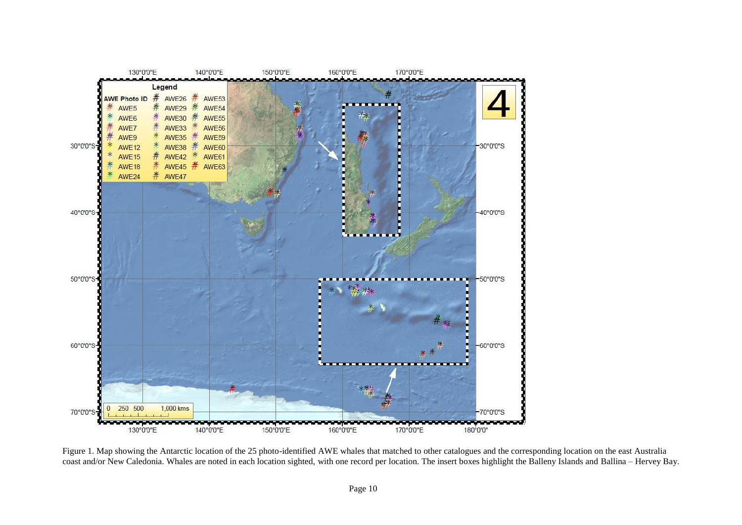Figure 1. Map showing the Antarctic location of the 25 photo-identified AWE whales that matched to other catalogues and the corresponding location on the east Australia coast and/or New Caledonia. Whales are noted in each location sighted, with one record per location. The insert boxes highlight the Balleny Islands and Ballina – Hervey Bay.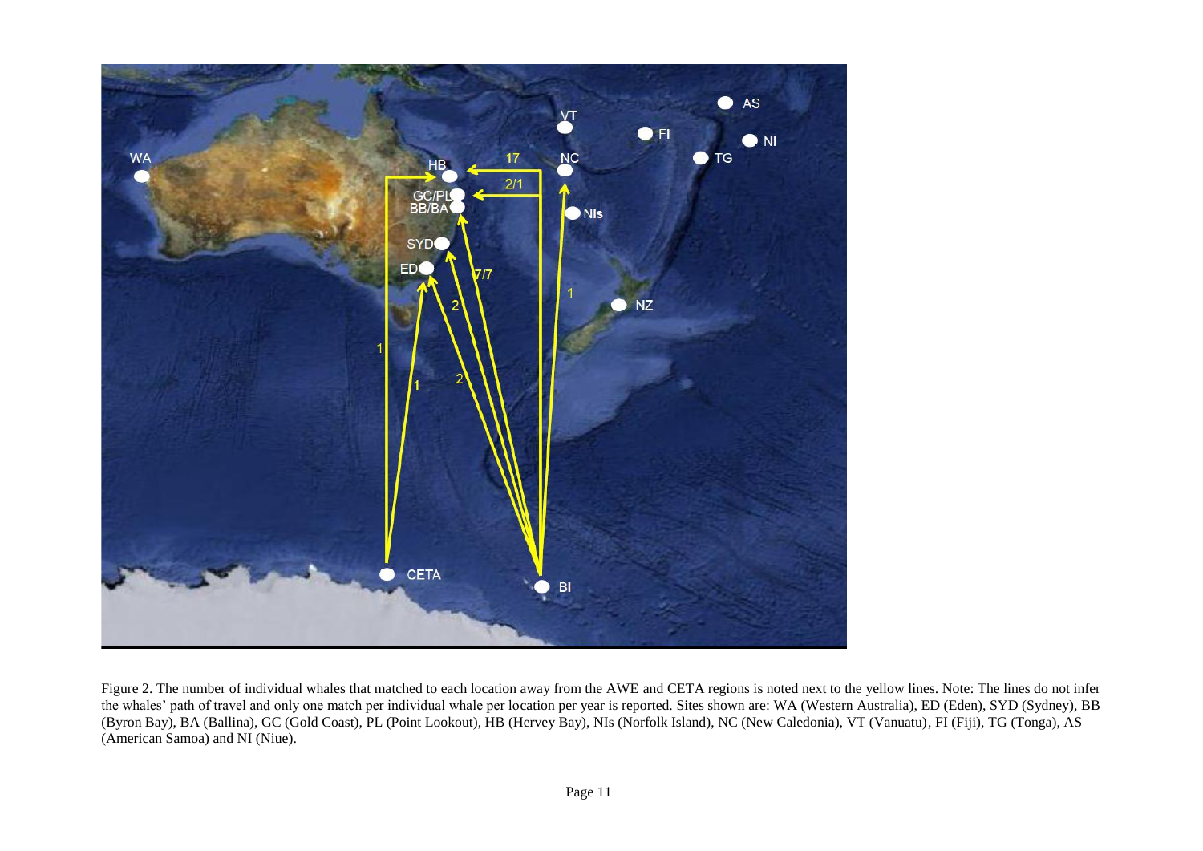WA

HB

17

NC

VT

FI

AS

NI

TG

2/1

GC/PL

BB/BA

NIs

SYD

ED

7/7

1

NZ

2

1

1

2

CETA

BI

Figure 2. The number of individual whales that matched to each location away from the AWE and CETA regions is noted next to the yellow lines. Note: The lines do not infer the whales' path of travel and only one match per individual whale per location per year is reported. Sites shown are: WA (Western Australia), ED (Eden), SYD (Sydney), BB (Byron Bay), BA (Ballina), GC (Gold Coast), PL (Point Lookout), HB (Hervey Bay), NIs (Norfolk Island), NC (New Caledonia), VT (Vanuatu), FI (Fiji), TG (Tonga), AS (American Samoa) and NI (Niue).